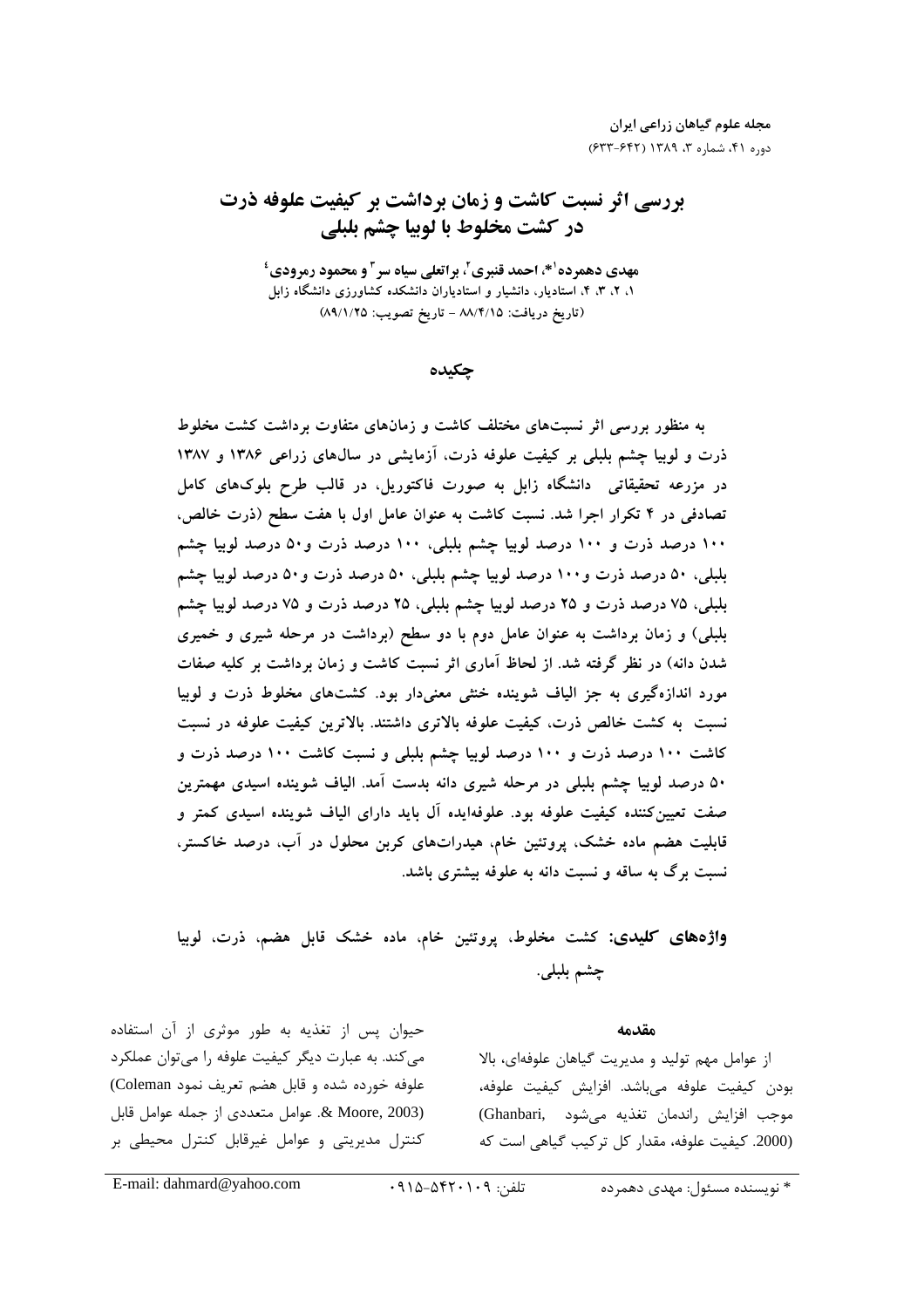# بررسی اثر نسبت کاشت و زمان برداشت بر کیفیت علوفه ذرت در کشت مخلوط با لوبیا چشم بلبلی

**مهدی دهمرده[1]*، احمد قنبری[2]، براتعلی سیاه سر[3] و محمود رمرودی[4]**

۱، ۲، ۳، ۴، استادیار، دانشیار و استادیاران دانشکده کشاورزی دانشگاه زابل

(تاریخ دریافت: ۸۸/۴/۱۵ - تاریخ تصویب: ۸۹/۱/۲۵)

## چکیده

به منظور بررسی اثر نسبت‌های مختلف کاشت و زمان‌های متفاوت برداشت کشت مخلوط ذرت و لوبیا چشم بلبلی بر کیفیت علوفه ذرت، آزمایشی در سال‌های زراعی ۱۳۸۶ و ۱۳۸۷ در مزرعه تحقیقاتی دانشگاه زابل به صورت فاکتوریل، در قالب طرح بلوک‌های کامل تصادفی در ۴ تکرار اجرا شد. نسبت کاشت به عنوان عامل اول با هفت سطح (ذرت خالص، ۱۰۰ درصد ذرت و ۱۰۰ درصد لوبیا چشم بلبلی، ۱۰۰ درصد ذرت و۵۰ درصد لوبیا چشم بلبلی، ۵۰ درصد ذرت و۱۰۰ درصد لوبیا چشم بلبلی، ۵۰ درصد ذرت و۵۰ درصد لوبیا چشم بلبلی، ۷۵ درصد ذرت و ۲۵ درصد لوبیا چشم بلبلی، ۲۵ درصد ذرت و ۷۵ درصد لوبیا چشم بلبلی) و زمان برداشت به عنوان عامل دوم با دو سطح (برداشت در مرحله شیری و خمیری شدن دانه) در نظر گرفته شد. از لحاظ آماری اثر نسبت کاشت و زمان برداشت بر کلیه صفات مورد اندازه‌گیری به جز الیاف شوینده خنثی معنی‌دار بود. کشت‌های مخلوط ذرت و لوبیا نسبت به کشت خالص ذرت، کیفیت علوفه بالاتری داشتند. بالاترین کیفیت علوفه در نسبت کاشت ۱۰۰ درصد ذرت و ۱۰۰ درصد لوبیا چشم بلبلی و نسبت کاشت ۱۰۰ درصد ذرت و ۵۰ درصد لوبیا چشم بلبلی در مرحله شیری دانه بدست آمد. الیاف شوینده اسیدی مهمترین صفت تعیین‌کننده کیفیت علوفه بود. علوفه‌ایده آل باید دارای الیاف شوینده اسیدی کمتر و قابلیت هضم ماده خشک، پروتئین خام، هیدرات‌های کربن محلول در آب، درصد خاکستر، نسبت برگ به ساقه و نسبت دانه به علوفه بیشتری باشد.

**واژه‌های کلیدی:** کشت مخلوط، پروتئین خام، ماده خشک قابل هضم، ذرت، لوبیا چشم بلبلی.

## مقدمه

از عوامل مهم تولید و مدیریت گیاهان علوفه‌ای، بالا بودن کیفیت علوفه می‌باشد. افزایش کیفیت علوفه، موجب افزایش راندمان تغذیه می‌شود (Ghanbari, 2000). کیفیت علوفه، مقدار کل ترکیب گیاهی است که حیوان پس از تغذیه به طور موثری از آن استفاده می‌کند. به عبارت دیگر کیفیت علوفه را می‌توان عملکرد علوفه خورده شده و قابل هضم تعریف نمود (Coleman & Moore, 2003). عوامل متعددی از جمله عوامل قابل کنترل مدیریتی و عوامل غیرقابل کنترل محیطی بر

\* نویسنده مسئول: مهدی دهمرده    تلفن: ۰۹۱۵-۵۴۲۰۱۰۹    E-mail: dahmard@yahoo.com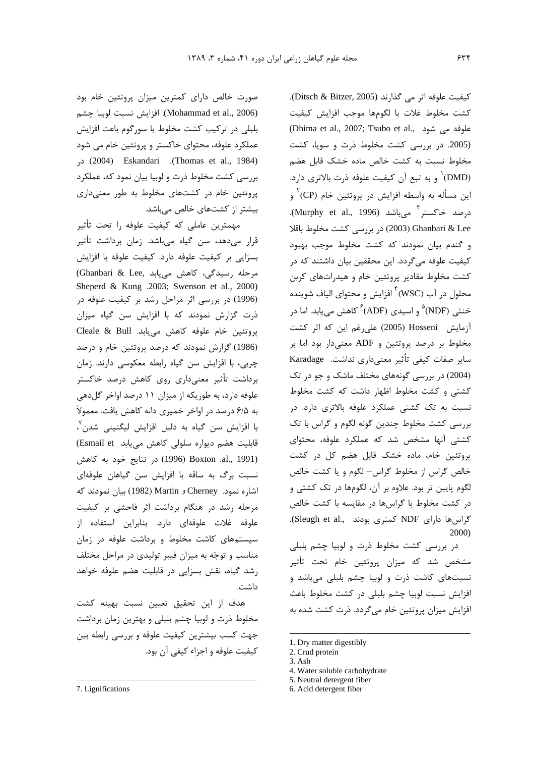کیفیت علوفه اثر می گذارند (Ditsch & Bitzer, 2005). کشت مخلوط غلات با لگومها موجب افزایش کیفیت علوفه می شود (Dhima et al., 2007; Tsubo et al., 2005). در بررسی کشت مخلوط ذرت و سویا، کشت مخلوط نسبت به کشت خالص ماده خشک قابل هضم (DMD)[1] و به تبع آن کیفیت علوفه ذرت بالاتری دارد. این مسأله به واسطه افزایش در پروتئین خام (CP)[2] و درصد خاکستر[3] می‌باشد (Murphy et al., 1996). Ghanbari & Lee (2003) در بررسی کشت مخلوط باقلا و گندم بیان نمودند که کشت مخلوط موجب بهبود کیفیت علوفه می‌گردد. این محققین بیان داشتند که در کشت مخلوط مقادیر پروتئین خام و هیدرات‌های کربن محلول در آب (WSC)[4] افزایش و محتوای الیاف شوینده خنثی (NDF)[5] و اسیدی (ADF)[6] کاهش می‌یابد. اما در آزمایش Hosseni (2005) علی‌رغم این که اثر کشت مخلوط بر درصد پروتئین و ADF معنی‌دار بود اما بر سایر صفات کیفی تأثیر معنی‌داری نداشت. Karadage (2004) در بررسی گونه‌های مختلف ماشک و جو در تک کشتی و کشت مخلوط اظهار داشت که کشت مخلوط نسبت به تک کشتی عملکرد علوفه بالاتری دارد. در بررسی کشت مخلوط چندین گونه لگوم و گراس با تک کشتی آنها مشخص شد که عملکرد علوفه، محتوای پروتئین خام، ماده خشک قابل هضم کل در کشت خالص گراس از مخلوط گراس– لگوم و یا کشت خالص لگوم پایین تر بود. علاوه بر آن، لگوم‌ها در تک کشتی و در کشت مخلوط با گراس‌ها در مقایسه با کشت خالص گراس‌ها دارای NDF کمتری بودند (Sleugh et al., 2000).

در بررسی کشت مخلوط ذرت و لوبیا چشم بلبلی مشخص شد که میزان پروتئین خام تحت تأثیر نسبت‌های کاشت ذرت و لوبیا چشم بلبلی می‌باشد و افزایش نسبت لوبیا چشم بلبلی در کشت مخلوط باعث افزایش میزان پروتئین خام می‌گردد. ذرت کشت شده به صورت خالص دارای کمترین میزان پروتئین خام بود (Mohammad et al., 2006). افزایش نسبت لوبیا چشم بلبلی در ترکیب کشت مخلوط با سورگوم باعث افزایش عملکرد علوفه، محتوای خاکستر و پروتئین خام می شود (Thomas et al., 1984). Eskandari (2004) در بررسی کشت مخلوط ذرت و لوبیا بیان نمود که، عملکرد پروتئین خام در کشت‌های مخلوط به طور معنی‌داری بیشتر از کشت‌های خالص می‌باشد.

مهمترین عاملی که کیفیت علوفه را تحت تأثیر قرار می‌دهد، سن گیاه می‌باشد. زمان برداشت تأثیر بسزایی بر کیفیت علوفه دارد. کیفیت علوفه با افزایش مرحله رسیدگی، کاهش می‌یابد (Ghanbari & Lee, 2003; Swenson et al., 2000). Sheperd & Kung (1996) در بررسی اثر مراحل رشد بر کیفیت علوفه در ذرت گزارش نمودند که با افزایش سن گیاه میزان پروتئین خام علوفه کاهش می‌یابد. Cleale & Bull (1986) گزارش نمودند که درصد پروتئین خام و درصد چربی، با افزایش سن گیاه رابطه معکوسی دارند. زمان برداشت تأثیر معنی‌داری روی کاهش درصد خاکستر علوفه دارد، به طوریکه از میزان ۱۱ درصد اواخر گل‌دهی به ۶/۵ درصد در اواخر خمیری دانه کاهش یافت. معمولاً با افزایش سن گیاه به دلیل افزایش لیگنینی شدن[7]، قابلیت هضم دیواره سلولی کاهش می‌یابد (Esmail et al., 1991). Boxton (1996) در نتایج خود به کاهش نسبت برگ به ساقه با افزایش سن گیاهان علوفه‌ای اشاره نمود. Cherney و Martin (1982) بیان نمودند که مرحله رشد در هنگام برداشت اثر فاحشی بر کیفیت علوفه غلات علوفه‌ای دارد. بنابراین استفاده از سیستم‌های کاشت مخلوط و برداشت علوفه در زمان مناسب و توجّه به میزان فیبر تولیدی در مراحل مختلف رشد گیاه، نقش بسزایی در قابلیت هضم علوفه خواهد داشت.

هدف از این تحقیق تعیین نسبت بهینه کشت مخلوط ذرت و لوبیا چشم بلبلی و بهترین زمان برداشت جهت کسب بیشترین کیفیت علوفه و بررسی رابطه بین کیفیت علوفه و اجزاء کیفی آن بود.

---

1. Dry matter digestibly
2. Crud protein
3. Ash
4. Water soluble carbohydrate
5. Neutral detergent fiber
6. Acid detergent fiber
7. Lignifications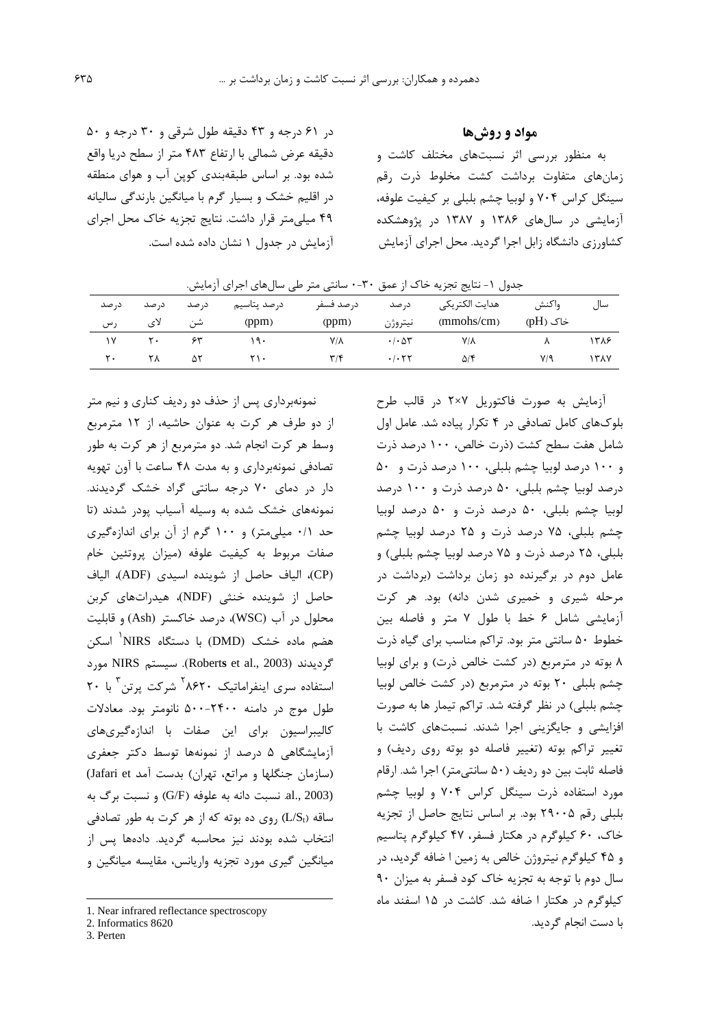## مواد و روش‌ها

به منظور بررسی اثر نسبت‌های مختلف کاشت و زمان‌های متفاوت برداشت کشت مخلوط ذرت رقم سینگل کراس ۷۰۴ و لوبیا چشم بلبلی بر کیفیت علوفه، آزمایشی در سال‌های ۱۳۸۶ و ۱۳۸۷ در پژوهشکده کشاورزی دانشگاه زابل اجرا گردید. محل اجرای آزمایش در ۶۱ درجه و ۴۳ دقیقه طول شرقی و ۳۰ درجه و ۵۰ دقیقه عرض شمالی با ارتفاع ۴۸۳ متر از سطح دریا واقع شده بود. بر اساس طبقه‌بندی کوپن آب و هوای منطقه در اقلیم خشک و بسیار گرم با میانگین بارندگی سالیانه ۴۹ میلی‌متر قرار داشت. نتایج تجزیه خاک محل اجرای آزمایش در جدول ۱ نشان داده شده است.

جدول ۱- نتایج تجزیه خاک از عمق ۳۰-۰ سانتی متر طی سال‌های اجرای آزمایش.

| سال | واکنش خاک (pH) | هدایت الکتریکی (mmohs/cm) | درصد نیتروژن | درصد فسفر (ppm) | درصد پتاسیم (ppm) | درصد شن | درصد لای | درصد رس |
|---|---|---|---|---|---|---|---|---|
| ۱۳۸۶ | ۸ | ۷/۸ | ۰/۰۵۳ | ۷/۸ | ۱۹۰ | ۶۳ | ۲۰ | ۱۷ |
| ۱۳۸۷ | ۷/۹ | ۵/۴ | ۰/۰۲۲ | ۳/۴ | ۲۱۰ | ۵۲ | ۲۸ | ۲۰ |

آزمایش به صورت فاکتوریل ۷×۲ در قالب طرح بلوک‌های کامل تصادفی در ۴ تکرار پیاده شد. عامل اول شامل هفت سطح کشت (ذرت خالص، ۱۰۰ درصد ذرت و ۱۰۰ درصد لوبیا چشم بلبلی، ۱۰۰ درصد ذرت و ۵۰ درصد لوبیا چشم بلبلی، ۵۰ درصد ذرت و ۱۰۰ درصد لوبیا چشم بلبلی، ۵۰ درصد ذرت و ۵۰ درصد لوبیا چشم بلبلی، ۷۵ درصد ذرت و ۲۵ درصد لوبیا چشم بلبلی، ۲۵ درصد ذرت و ۷۵ درصد لوبیا چشم بلبلی) و عامل دوم در برگیرنده دو زمان برداشت (برداشت در مرحله شیری و خمیری شدن دانه) بود. هر کرت آزمایشی شامل ۶ خط با طول ۷ متر و فاصله بین خطوط ۵۰ سانتی متر بود. تراکم مناسب برای گیاه ذرت ۸ بوته در مترمربع (در کشت خالص ذرت) و برای لوبیا چشم بلبلی ۲۰ بوته در مترمربع (در کشت خالص لوبیا چشم بلبلی) در نظر گرفته شد. تراکم تیمار ها به صورت افزایشی و جایگزینی اجرا شدند. نسبت‌های کاشت با تغییر تراکم بوته (تغییر فاصله دو بوته روی ردیف) و فاصله ثابت بین دو ردیف (۵۰ سانتی‌متر) اجرا شد. ارقام مورد استفاده ذرت سینگل کراس ۷۰۴ و لوبیا چشم بلبلی رقم ۲۹۰۰۵ بود. بر اساس نتایج حاصل از تجزیه خاک، ۶۰ کیلوگرم در هکتار فسفر، ۴۷ کیلوگرم پتاسیم و ۴۵ کیلوگرم نیتروژن خالص به زمین ا ضافه گردید، در سال دوم با توجه به تجزیه خاک کود فسفر به میزان ۹۰ کیلوگرم در هکتار ا ضافه شد. کاشت در ۱۵ اسفند ماه با دست انجام گردید.

نمونه‌برداری پس از حذف دو ردیف کناری و نیم متر از دو طرف هر کرت به عنوان حاشیه، از ۱۲ مترمربع وسط هر کرت انجام شد. دو مترمربع از هر کرت به طور تصادفی نمونه‌برداری و به مدت ۴۸ ساعت با آون تهویه دار در دمای ۷۰ درجه سانتی گراد خشک گردیدند. نمونه‌های خشک شده به وسیله آسیاب پودر شدند (تا حد ۰/۱ میلی‌متر) و ۱۰۰ گرم از آن برای اندازه‌گیری صفات مربوط به کیفیت علوفه (میزان پروتئین خام (CP)، الیاف حاصل از شوینده اسیدی (ADF)، الیاف حاصل از شوینده خنثی (NDF)، هیدرات‌های کربن محلول در آب (WSC)، درصد خاکستر (Ash) و قابلیت هضم ماده خشک (DMD) با دستگاه NIRS[1] اسکن گردیدند (Roberts et al., 2003). سیستم NIRS مورد استفاده سری اینفراماتیک ۸۶۲۰[2] شرکت پرتن[3] با ۲۰ طول موج در دامنه ۲۴۰۰-۵۰۰ نانومتر بود. معادلات کالیبراسیون برای این صفات با اندازه‌گیری‌های آزمایشگاهی ۵ درصد از نمونه‌ها توسط دکتر جعفری (سازمان جنگلها و مراتع، تهران) بدست آمد (Jafari et al., 2003). نسبت دانه به علوفه (G/F) و نسبت برگ به ساقه ($L/S_t$) روی ده بوته که از هر کرت به طور تصادفی انتخاب شده بودند نیز محاسبه گردید. داده‌ها پس از میانگین گیری مورد تجزیه واریانس، مقایسه میانگین و

---
1. Near infrared reflectance spectroscopy
2. Informatics 8620
3. Perten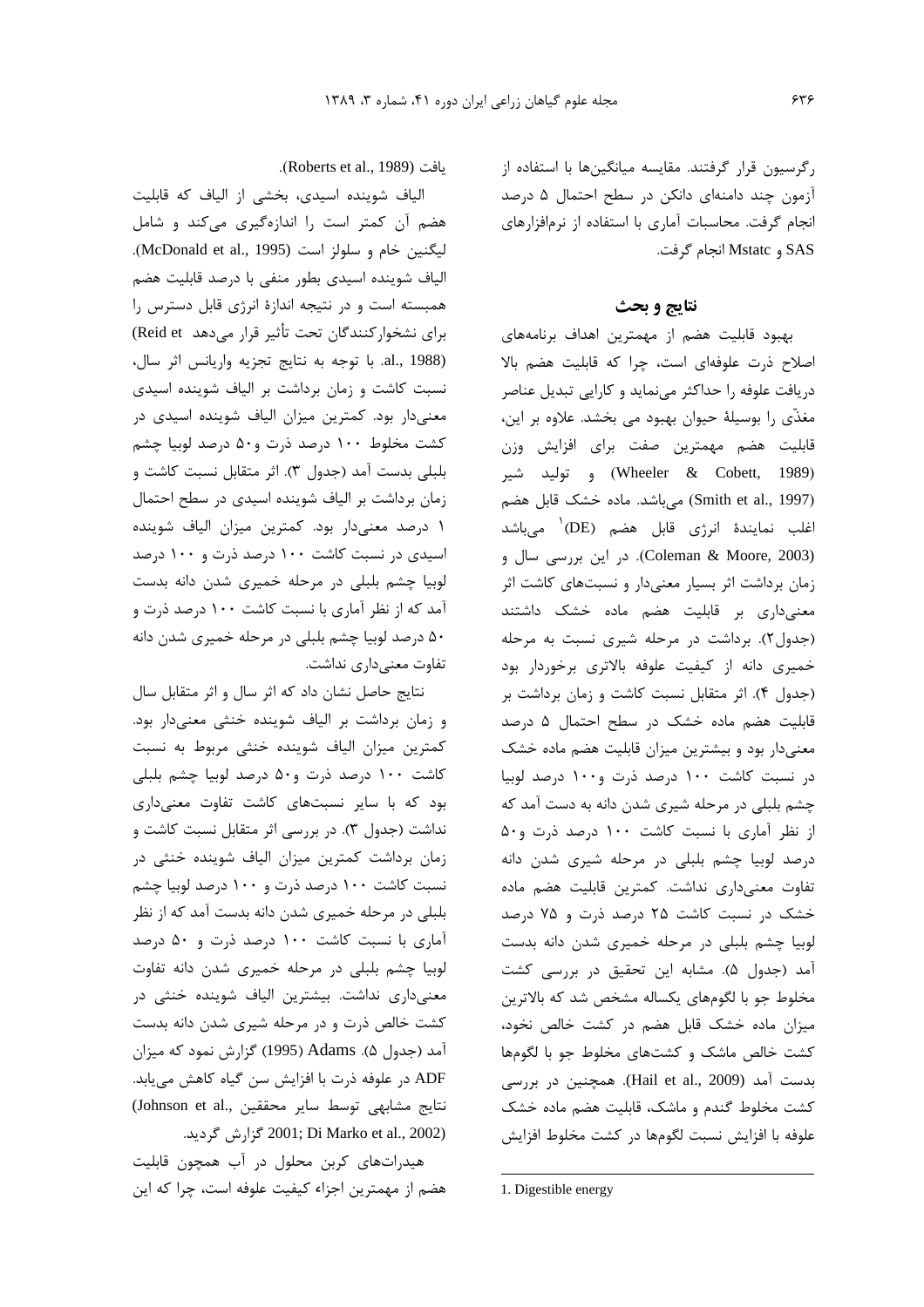رگرسیون قرار گرفتند. مقایسه میانگین‌ها با استفاده از آزمون چند دامنه‌ای دانکن در سطح احتمال ۵ درصد انجام گرفت. محاسبات آماری با استفاده از نرم‌افزارهای SAS و Mstatc انجام گرفت.

## نتایج و بحث

بهبود قابلیت هضم از مهمترین اهداف برنامه‌های اصلاح ذرت علوفه‌ای است، چرا که قابلیت هضم بالا دریافت علوفه را حداکثر می‌نماید و کارایی تبدیل عناصر مغذّی را بوسیلهٔ حیوان بهبود می بخشد. علاوه بر این، قابلیت هضم مهمترین صفت برای افزایش وزن (Wheeler & Cobett, 1989) و تولید شیر (Smith et al., 1997) می‌باشد. ماده خشک قابل هضم اغلب نمایندهٔ انرژی قابل هضم (DE)[1] می‌باشد (Coleman & Moore, 2003). در این بررسی سال و زمان برداشت اثر بسیار معنی‌دار و نسبت‌های کاشت اثر معنی‌داری بر قابلیت هضم ماده خشک داشتند (جدول۲). برداشت در مرحله شیری نسبت به مرحله خمیری دانه از کیفیت علوفه بالاتری برخوردار بود (جدول ۴). اثر متقابل نسبت کاشت و زمان برداشت بر قابلیت هضم ماده خشک در سطح احتمال ۵ درصد معنی‌دار بود و بیشترین میزان قابلیت هضم ماده خشک در نسبت کاشت ۱۰۰ درصد ذرت و۱۰۰ درصد لوبیا چشم بلبلی در مرحله شیری شدن دانه به دست آمد که از نظر آماری با نسبت کاشت ۱۰۰ درصد ذرت و۵۰ درصد لوبیا چشم بلبلی در مرحله شیری شدن دانه تفاوت معنی‌داری نداشت. کمترین قابلیت هضم ماده خشک در نسبت کاشت ۲۵ درصد ذرت و ۷۵ درصد لوبیا چشم بلبلی در مرحله خمیری شدن دانه بدست آمد (جدول ۵). مشابه این تحقیق در بررسی کشت مخلوط جو با لگوم‌های یکساله مشخص شد که بالاترین میزان ماده خشک قابل هضم در کشت خالص نخود، کشت خالص ماشک و کشت‌های مخلوط جو با لگوم‌ها بدست آمد (Hail et al., 2009). همچنین در بررسی کشت مخلوط گندم و ماشک، قابلیت هضم ماده خشک علوفه با افزایش نسبت لگوم‌ها در کشت مخلوط افزایش یافت (Roberts et al., 1989).

الیاف شوینده اسیدی، بخشی از الیاف که قابلیت هضم آن کمتر است را اندازه‌گیری می‌کند و شامل لیگنین خام و سلولز است (McDonald et al., 1995). الیاف شوینده اسیدی بطور منفی با درصد قابلیت هضم همبسته است و در نتیجه اندازهٔ انرژی قابل دسترس را برای نشخوارکنندگان تحت تأثیر قرار می‌دهد (Reid et al., 1988). با توجه به نتایج تجزیه واریانس اثر سال، نسبت کاشت و زمان برداشت بر الیاف شوینده اسیدی معنی‌دار بود. کمترین میزان الیاف شوینده اسیدی در کشت مخلوط ۱۰۰ درصد ذرت و۵۰ درصد لوبیا چشم بلبلی بدست آمد (جدول ۳). اثر متقابل نسبت کاشت و زمان برداشت بر الیاف شوینده اسیدی در سطح احتمال ۱ درصد معنی‌دار بود. کمترین میزان الیاف شوینده اسیدی در نسبت کاشت ۱۰۰ درصد ذرت و ۱۰۰ درصد لوبیا چشم بلبلی در مرحله خمیری شدن دانه بدست آمد که از نظر آماری با نسبت کاشت ۱۰۰ درصد ذرت و ۵۰ درصد لوبیا چشم بلبلی در مرحله خمیری شدن دانه تفاوت معنی‌داری نداشت.

نتایج حاصل نشان داد که اثر سال و اثر متقابل سال و زمان برداشت بر الیاف شوینده خنثی معنی‌دار بود. کمترین میزان الیاف شوینده خنثی مربوط به نسبت کاشت ۱۰۰ درصد ذرت و۵۰ درصد لوبیا چشم بلبلی بود که با سایر نسبت‌های کاشت تفاوت معنی‌داری نداشت (جدول ۳). در بررسی اثر متقابل نسبت کاشت و زمان برداشت کمترین میزان الیاف شوینده خنثی در نسبت کاشت ۱۰۰ درصد ذرت و ۱۰۰ درصد لوبیا چشم بلبلی در مرحله خمیری شدن دانه بدست آمد که از نظر آماری با نسبت کاشت ۱۰۰ درصد ذرت و ۵۰ درصد لوبیا چشم بلبلی در مرحله خمیری شدن دانه تفاوت معنی‌داری نداشت. بیشترین الیاف شوینده خنثی در کشت خالص ذرت و در مرحله شیری شدن دانه بدست آمد (جدول ۵). Adams (1995) گزارش نمود که میزان ADF در علوفه ذرت با افزایش سن گیاه کاهش می‌یابد. نتایج مشابهی توسط سایر محققین (Johnson et al., 2001; Di Marko et al., 2002) گزارش گردید.

هیدرات‌های کربن محلول در آب همچون قابلیت هضم از مهمترین اجزاء کیفیت علوفه است، چرا که این

---

1. Digestible energy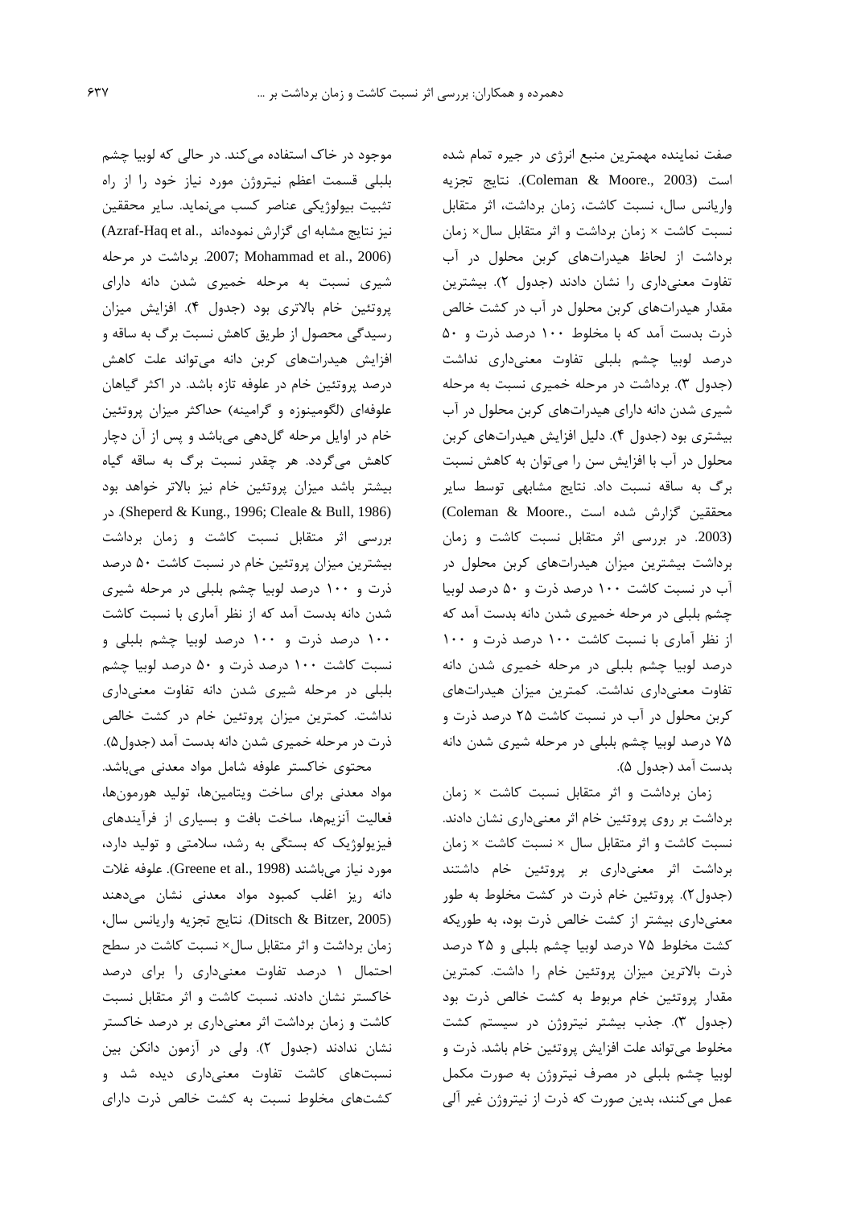صفت نماینده مهمترین منبع انرژی در جیره تمام شده است (Coleman & Moore., 2003). نتایج تجزیه واریانس سال، نسبت کاشت، زمان برداشت، اثر متقابل نسبت کاشت × زمان برداشت و اثر متقابل سال× زمان برداشت از لحاظ هیدرات‌های کربن محلول در آب تفاوت معنی‌داری را نشان دادند (جدول ۲). بیشترین مقدار هیدرات‌های کربن محلول در آب در کشت خالص ذرت بدست آمد که با مخلوط ۱۰۰ درصد ذرت و ۵۰ درصد لوبیا چشم بلبلی تفاوت معنی‌داری نداشت (جدول ۳). برداشت در مرحله خمیری نسبت به مرحله شیری شدن دانه دارای هیدرات‌های کربن محلول در آب بیشتری بود (جدول ۴). دلیل افزایش هیدرات‌های کربن محلول در آب با افزایش سن را می‌توان به کاهش نسبت برگ به ساقه نسبت داد. نتایج مشابهی توسط سایر محققین گزارش شده است (Coleman & Moore., 2003). در بررسی اثر متقابل نسبت کاشت و زمان برداشت بیشترین میزان هیدرات‌های کربن محلول در آب در نسبت کاشت ۱۰۰ درصد ذرت و ۵۰ درصد لوبیا چشم بلبلی در مرحله خمیری شدن دانه بدست آمد که از نظر آماری با نسبت کاشت ۱۰۰ درصد ذرت و ۱۰۰ درصد لوبیا چشم بلبلی در مرحله خمیری شدن دانه تفاوت معنی‌داری نداشت. کمترین میزان هیدرات‌های کربن محلول در آب در نسبت کاشت ۲۵ درصد ذرت و ۷۵ درصد لوبیا چشم بلبلی در مرحله شیری شدن دانه بدست آمد (جدول ۵).

زمان برداشت و اثر متقابل نسبت کاشت × زمان برداشت بر روی پروتئین خام اثر معنی‌داری نشان دادند. نسبت کاشت و اثر متقابل سال × نسبت کاشت × زمان برداشت اثر معنی‌داری بر پروتئین خام داشتند (جدول۲). پروتئین خام ذرت در کشت مخلوط به طور معنی‌داری بیشتر از کشت خالص ذرت بود، به طوریکه کشت مخلوط ۷۵ درصد لوبیا چشم بلبلی و ۲۵ درصد ذرت بالاترین میزان پروتئین خام را داشت. کمترین مقدار پروتئین خام مربوط به کشت خالص ذرت بود (جدول ۳). جذب بیشتر نیتروژن در سیستم کشت مخلوط می‌تواند علت افزایش پروتئین خام باشد. ذرت و لوبیا چشم بلبلی در مصرف نیتروژن به صورت مکمل عمل می‌کنند، بدین صورت که ذرت از نیتروژن غیر آلی موجود در خاک استفاده می‌کند. در حالی که لوبیا چشم بلبلی قسمت اعظم نیتروژن مورد نیاز خود را از راه تثبیت بیولوژیکی عناصر کسب می‌نماید. سایر محققین نیز نتایج مشابه ای گزارش نموده‌اند (Azraf-Haq et al., 2007; Mohammad et al., 2006). برداشت در مرحله شیری نسبت به مرحله خمیری شدن دانه دارای پروتئین خام بالاتری بود (جدول ۴). افزایش میزان رسیدگی محصول از طریق کاهش نسبت برگ به ساقه و افزایش هیدرات‌های کربن دانه می‌تواند علت کاهش درصد پروتئین خام در علوفه تازه باشد. در اکثر گیاهان علوفه‌ای (لگومینوزه و گرامینه) حداکثر میزان پروتئین خام در اوایل مرحله گل‌دهی می‌باشد و پس از آن دچار کاهش می‌گردد. هر چقدر نسبت برگ به ساقه گیاه بیشتر باشد میزان پروتئین خام نیز بالاتر خواهد بود (Sheperd & Kung., 1996; Cleale & Bull, 1986). در بررسی اثر متقابل نسبت کاشت و زمان برداشت بیشترین میزان پروتئین خام در نسبت کاشت ۵۰ درصد ذرت و ۱۰۰ درصد لوبیا چشم بلبلی در مرحله شیری شدن دانه بدست آمد که از نظر آماری با نسبت کاشت ۱۰۰ درصد ذرت و ۱۰۰ درصد لوبیا چشم بلبلی و نسبت کاشت ۱۰۰ درصد ذرت و ۵۰ درصد لوبیا چشم بلبلی در مرحله شیری شدن دانه تفاوت معنی‌داری نداشت. کمترین میزان پروتئین خام در کشت خالص ذرت در مرحله خمیری شدن دانه بدست آمد (جدول۵).

محتوی خاکستر علوفه شامل مواد معدنی می‌باشد. مواد معدنی برای ساخت ویتامین‌ها، تولید هورمون‌ها، فعالیت آنزیم‌ها، ساخت بافت و بسیاری از فرآیندهای فیزیولوژیک که بستگی به رشد، سلامتی و تولید دارد، مورد نیاز می‌باشند (Greene et al., 1998). علوفه غلات دانه ریز اغلب کمبود مواد معدنی نشان می‌دهند (Ditsch & Bitzer, 2005). نتایج تجزیه واریانس سال، زمان برداشت و اثر متقابل سال× نسبت کاشت در سطح احتمال ۱ درصد تفاوت معنی‌داری را برای درصد خاکستر نشان دادند. نسبت کاشت و اثر متقابل نسبت کاشت و زمان برداشت اثر معنی‌داری بر درصد خاکستر نشان ندادند (جدول ۲). ولی در آزمون دانکن بین نسبت‌های کاشت تفاوت معنی‌داری دیده شد و کشت‌های مخلوط نسبت به کشت خالص ذرت دارای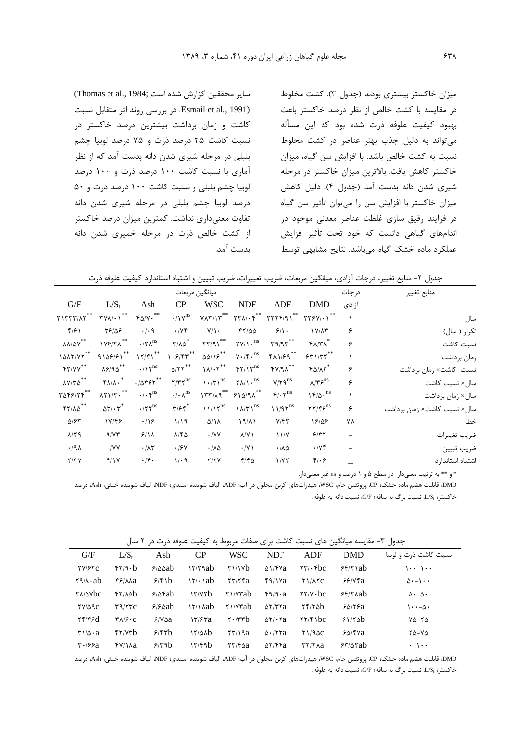میزان خاکستر بیشتری بودند (جدول ۳). کشت مخلوط در مقایسه با کشت خالص از نظر درصد خاکستر باعث بهبود کیفیت علوفه ذرت شده بود که این مسأله می‌تواند به دلیل جذب بهتر عناصر در کشت مخلوط نسبت به کشت خالص باشد. با افزایش سن گیاه، میزان خاکستر کاهش یافت. بالاترین میزان خاکستر در مرحله شیری شدن دانه بدست آمد (جدول ۴). دلیل کاهش میزان خاکستر با افزایش سن را می‌توان تأثیر سن گیاه در فرایند رقیق سازی غلظت عناصر معدنی موجود در اندامهای گیاهی دانست که خود تحت تأثیر افزایش عملکرد ماده خشک گیاه می‌باشد. نتایج مشابهی توسط سایر محققین گزارش شده است (Thomas et al., 1984; Esmail et al., 1991). در بررسی روند اثر متقابل نسبت کاشت و زمان برداشت بیشترین درصد خاکستر در نسبت کاشت ۲۵ درصد ذرت و ۷۵ درصد لوبیا چشم بلبلی در مرحله شیری شدن دانه بدست آمد که از نظر آماری با نسبت کاشت ۱۰۰ درصد ذرت و ۱۰۰ درصد لوبیا چشم بلبلی و نسبت کاشت ۱۰۰ درصد ذرت و ۵۰ درصد لوبیا چشم بلبلی در مرحله شیری شدن دانه تفاوت معنی‌داری نداشت. کمترین میزان درصد خاکستر از کشت خالص ذرت در مرحله خمیری شدن دانه بدست آمد.

جدول ۲- منابع تغییر، درجات آزادی، میانگین مربعات، ضریب تغییرات، ضریب تبیین و اشتباه استاندارد کیفیت علوفه ذرت

| منابع تغییر | درجات آزادی | میانگین مربعات | | | | | | | |
|---|---|---|---|---|---|---|---|---|---|
| | | DMD | ADF | NDF | WSC | CP | Ash | $L/S_t$ | G/F |
| سال | ۱ | ۲۲۶۷/۰۱** | ۲۲۲۴/۹۱** | ۲۲۸/۰۴** | ۷۸۳/۱۳** | ۰/۱۷ns | ۴۵/۷۰** | ۳۷۸/۰۱** | ۲۱۳۳۳/۸۳** |
| تکرار ( سال) | ۶ | ۱۷/۸۳ | ۶/۱۰ | ۴۲/۵۵ | ۷/۱۰ | ۰/۷۴ | ۰/۰۹ | ۳۶/۵۶ | ۴/۶۱ |
| نسبت کاشت | ۶ | ۴۸/۳۸* | ۳۹/۹۳** | ۲۷/۱۰ns | ۲۲/۹۱** | ۲/۸۵* | ۰/۲۸ns | ۱۷۶/۲۸** | ۸۸/۵۷** |
| زمان برداشت | ۱ | ۶۳۱/۳۲** | ۴۸۱/۶۹** | ۷۰/۴۰ns | ۵۵/۱۶** | ۱۰۶/۴۳** | ۱۲/۴۱** | ۹۱۵۶/۶۱** | ۱۵۸۲/۷۲** |
| نسبت کاشت× زمان برداشت | ۶ | ۴۵/۸۲* | ۴۷/۹۸** | ۴۲/۱۳ns | ۱۸/۰۲** | ۵/۲۲** | ۰/۱۲ns | ۸۶/۹۵** | ۴۲/۷۷** |
| سال× نسبت کاشت | ۶ | ۸/۳۶ns | ۷/۳۹ns | ۲۸/۱۰ns | ۱۰/۳۱ns | ۲/۳۲ns | ۰/۵۳۶۲** | ۴۸/۸۰* | ۸۷/۳۵** |
| سال× زمان برداشت | ۱ | ۱۴/۵۰ns | ۴/۰۲ns | ۶۱۵/۹۸** | ۱۳۳/۸۹** | ۰/۰۸ns | ۰/۰۴ns | ۸۲۱/۲۰** | ۳۵۴۶/۲۴** |
| سال× نسبت کاشت× زمان برداشت | ۶ | ۲۲/۴۶ns | ۱۱/۹۲ns | ۱۸/۳۱ns | ۱۱/۱۲ns | ۳/۶۴* | ۰/۲۲ns | ۵۳/۰۳* | ۴۲/۸۵** |
| خطا | ۷۸ | ۱۶/۵۶ | ۷/۴۲ | ۱۹/۸۱ | ۵/۱۸ | ۱/۱۹ | ۰/۱۶ | ۱۷/۴۶ | ۵/۶۳ |
| ضریب تغییرات | - | ۶/۳۲ | ۱۱/۷ | ۸/۷۱ | ۰/۷۷ | ۸/۴۵ | ۶/۱۸ | ۹/۷۳ | ۸/۲۹ |
| ضریب تبیین | - | ۰/۷۴ | ۰/۸۵ | ۰/۷۱ | ۰/۸۵ | ۰/۶۷ | ۰/۸۳ | ۰/۷۷ | ۰/۹۸ |
| اشتباه استاندارد | - | ۴/۰۶ | ۲/۷۲ | ۴/۴۵ | ۲/۲۷ | ۱/۰۹ | ۰/۴۰ | ۴/۱۷ | ۲/۳۷ |

* و ** به ترتیب معنی‌دار در سطح ۵ و ۱ درصد و ns غیر معنی‌دار.

DMD، قابلیت هضم ماده خشک؛ CP، پروتئین خام؛ WSC، هیدرات‌های کربن محلول در آب؛ ADF، الیاف شوینده اسیدی؛ NDF، الیاف شوینده خنثی؛ Ash، درصد خاکستر؛ $L/S_t$، نسبت برگ به ساقه؛ G/F، نسبت دانه به علوفه.

جدول ۳- مقایسه میانگین های نسبت کاشت برای صفات مربوط به کیفیت علوفه ذرت در ۲ سال

| نسبت کاشت ذرت و لوبیا | DMD | ADF | NDF | WSC | CP | Ash | $L/S_t$ | G/F |
|---|---|---|---|---|---|---|---|---|
| ۱۰۰-۱۰۰ | ۶۴/۲۱ab | ۲۳/۰۴bc | ۵۱/۴۷a | ۲۱/۱۷b | ۱۳/۲۹ab | ۶/۵۵ab | ۴۲/۹۰b | ۲۷/۶۲c |
| ۵۰-۱۰۰ | ۶۶/۷۴a | ۲۱/۸۲c | ۴۹/۱۷a | ۲۳/۲۴a | ۱۳/۰۱ab | ۶/۴۱b | ۴۶/۸۸a | ۲۹/۸۰ab |
| ۵۰-۵۰ | ۶۴/۲۸ab | ۲۲/۷۰bc | ۴۹/۹۰a | ۲۱/۷۳ab | ۱۲/۷۲b | ۶/۵۴ab | ۴۲/۸۵b | ۲۸/۵۷bc |
| ۱۰۰-۵۰ | ۶۵/۲۶a | ۲۴/۲۵b | ۵۲/۳۲a | ۲۱/۷۳ab | ۱۳/۱۸ab | ۶/۶۵ab | ۳۹/۲۳c | ۲۷/۵۹c |
| ۷۵-۲۵ | ۶۱/۲۵b | ۲۲/۴۱bc | ۵۲/۰۲a | ۲۰/۳۳b | ۱۳/۶۳a | ۶/۷۵a | ۳۸/۶۰c | ۲۴/۴۶d |
| ۲۵-۷۵ | ۶۵/۴۷a | ۲۱/۹۵c | ۵۰/۲۳a | ۲۳/۱۹a | ۱۲/۵۸b | ۶/۴۳b | ۴۲/۷۳b | ۳۱/۵۰a |
| ۱۰۰-۰ | ۶۳/۵۲ab | ۳۲/۲۸a | ۵۲/۴۴a | ۲۳/۴۵a | ۱۲/۴۹b | ۶/۳۹b | ۴۷/۱۸a | ۳۰/۶۶a |

DMD، قابلیت هضم ماده خشک؛ CP، پروتئین خام؛ WSC، هیدرات‌های کربن محلول در آب؛ ADF، الیاف شوینده اسیدی؛ NDF، الیاف شوینده خنثی؛ Ash، درصد خاکستر؛ $L/S_t$، نسبت برگ به ساقه؛ G/F، نسبت دانه به علوفه.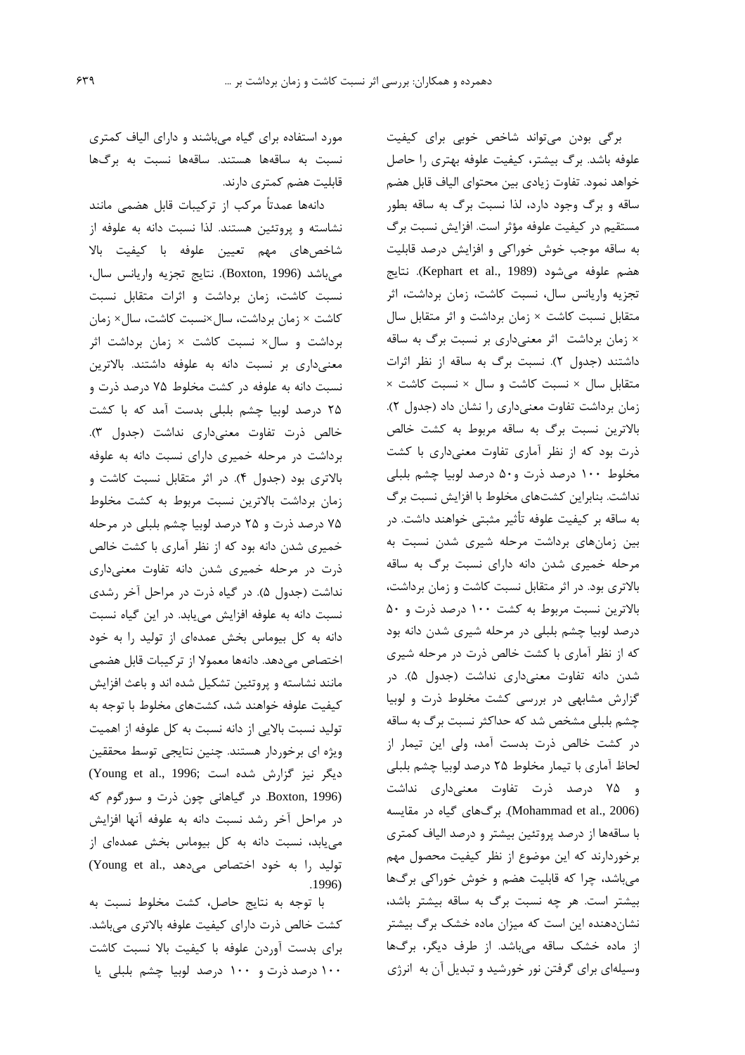برگی بودن می‌تواند شاخص خوبی برای کیفیت علوفه باشد. برگ بیشتر، کیفیت علوفه بهتری را حاصل خواهد نمود. تفاوت زیادی بین محتوای الیاف قابل هضم ساقه و برگ وجود دارد، لذا نسبت برگ به ساقه بطور مستقیم در کیفیت علوفه مؤثر است. افزایش نسبت برگ به ساقه موجب خوش خوراکی و افزایش درصد قابلیت هضم علوفه می‌شود (Kephart et al., 1989). نتایج تجزیه واریانس سال، نسبت کاشت، زمان برداشت، اثر متقابل نسبت کاشت × زمان برداشت و اثر متقابل سال × زمان برداشت اثر معنی‌داری بر نسبت برگ به ساقه داشتند (جدول ۲). نسبت برگ به ساقه از نظر اثرات متقابل سال × نسبت کاشت و سال × نسبت کاشت × زمان برداشت تفاوت معنی‌داری را نشان داد (جدول ۲). بالاترین نسبت برگ به ساقه مربوط به کشت خالص ذرت بود که از نظر آماری تفاوت معنی‌داری با کشت مخلوط ۱۰۰ درصد ذرت و۵۰ درصد لوبیا چشم بلبلی نداشت. بنابراین کشت‌های مخلوط با افزایش نسبت برگ به ساقه بر کیفیت علوفه تأثیر مثبتی خواهند داشت. در بین زمان‌های برداشت مرحله شیری شدن نسبت به مرحله خمیری شدن دانه دارای نسبت برگ به ساقه بالاتری بود. در اثر متقابل نسبت کاشت و زمان برداشت، بالاترین نسبت مربوط به کشت ۱۰۰ درصد ذرت و ۵۰ درصد لوبیا چشم بلبلی در مرحله شیری شدن دانه بود که از نظر آماری با کشت خالص ذرت در مرحله شیری شدن دانه تفاوت معنی‌داری نداشت (جدول ۵). در گزارش مشابهی در بررسی کشت مخلوط ذرت و لوبیا چشم بلبلی مشخص شد که حداکثر نسبت برگ به ساقه در کشت خالص ذرت بدست آمد، ولی این تیمار از لحاظ آماری با تیمار مخلوط ۲۵ درصد لوبیا چشم بلبلی و ۷۵ درصد ذرت تفاوت معنی‌داری نداشت (Mohammad et al., 2006). برگ‌های گیاه در مقایسه با ساقه‌ها از درصد پروتئین بیشتر و درصد الیاف کمتری برخوردارند که این موضوع از نظر کیفیت محصول مهم می‌باشد، چرا که قابلیت هضم و خوش خوراکی برگ‌ها بیشتر است. هر چه نسبت برگ به ساقه بیشتر باشد، نشان‌دهنده این است که میزان ماده خشک برگ بیشتر از ماده خشک ساقه می‌باشد. از طرف دیگر، برگ‌ها وسیله‌ای برای گرفتن نور خورشید و تبدیل آن به انرژی مورد استفاده برای گیاه می‌باشند و دارای الیاف کمتری نسبت به ساقه‌ها هستند. ساقه‌ها نسبت به برگ‌ها قابلیت هضم کمتری دارند.

دانه‌ها عمدتاً مرکب از ترکیبات قابل هضمی مانند نشاسته و پروتئین هستند. لذا نسبت دانه به علوفه از شاخص‌های مهم تعیین علوفه با کیفیت بالا می‌باشد (Boxton, 1996). نتایج تجزیه واریانس سال، نسبت کاشت، زمان برداشت و اثرات متقابل نسبت کاشت × زمان برداشت، سال×نسبت کاشت، سال× زمان برداشت و سال× نسبت کاشت × زمان برداشت اثر معنی‌داری بر نسبت دانه به علوفه داشتند. بالاترین نسبت دانه به علوفه در کشت مخلوط ۷۵ درصد ذرت و ۲۵ درصد لوبیا چشم بلبلی بدست آمد که با کشت خالص ذرت تفاوت معنی‌داری نداشت (جدول ۳). برداشت در مرحله خمیری دارای نسبت دانه به علوفه بالاتری بود (جدول ۴). در اثر متقابل نسبت کاشت و زمان برداشت بالاترین نسبت مربوط به کشت مخلوط ۷۵ درصد ذرت و ۲۵ درصد لوبیا چشم بلبلی در مرحله خمیری شدن دانه بود که از نظر آماری با کشت خالص ذرت در مرحله خمیری شدن دانه تفاوت معنی‌داری نداشت (جدول ۵). در گیاه ذرت در مراحل آخر رشدی نسبت دانه به علوفه افزایش می‌یابد. در این گیاه نسبت دانه به کل بیوماس بخش عمده‌ای از تولید را به خود اختصاص می‌دهد. دانه‌ها معمولا از ترکیبات قابل هضمی مانند نشاسته و پروتئین تشکیل شده اند و باعث افزایش کیفیت علوفه خواهند شد، کشت‌های مخلوط با توجه به تولید نسبت بالایی از دانه نسبت به کل علوفه از اهمیت ویژه ای برخوردار هستند. چنین نتایجی توسط محققین دیگر نیز گزارش شده است (Young et al., 1996; Boxton, 1996). در گیاهانی چون ذرت و سورگوم که در مراحل آخر رشد نسبت دانه به علوفه آنها افزایش می‌یابد، نسبت دانه به کل بیوماس بخش عمده‌ای از تولید را به خود اختصاص می‌دهد (Young et al., 1996).

با توجه به نتایج حاصل، کشت مخلوط نسبت به کشت خالص ذرت دارای کیفیت علوفه بالاتری می‌باشد. برای بدست آوردن علوفه با کیفیت بالا نسبت کاشت ۱۰۰ درصد ذرت و ۱۰۰ درصد لوبیا چشم بلبلی یا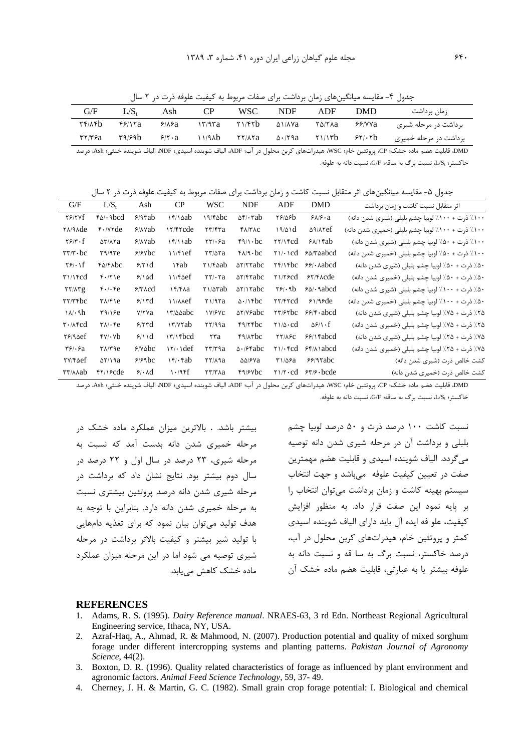جدول ۴- مقایسه میانگین‌های زمان برداشت برای صفات مربوط به کیفیت علوفه ذرت در ۲ سال

| زمان برداشت | DMD | ADF | NDF | WSC | CP | Ash | $L/S_t$ | G/F |
|---|---|---|---|---|---|---|---|---|
| برداشت در مرحله شیری | ۶۶/۷۷a | ۲۵/۲۸a | ۵۱/۸۷a | ۲۱/۴۲b | ۱۳/۹۳a | ۶/۸۶a | ۴۶/۱۲a | ۲۴/۸۴b |
| برداشت در مرحله خمیری | ۶۲/۰۲b | ۲۱/۱۳b | ۵۰/۲۹a | ۲۲/۸۲a | ۱۱/۹۸b | ۶/۲۰a | ۳۹/۶۹b | ۳۲/۳۶a |

DMD، قابلیت هضم ماده خشک؛ CP، پروتئین خام؛ WSC، هیدرات‌های کربن محلول در آب؛ ADF، الیاف شوینده اسیدی؛ NDF، الیاف شوینده خنثی؛ Ash، درصد خاکستر؛ $L/S_t$، نسبت برگ به ساقه؛ G/F، نسبت دانه به علوفه.

جدول ۵- مقایسه میانگین‌های اثر متقابل نسبت کاشت و زمان برداشت برای صفات مربوط به کیفیت علوفه ذرت در ۲ سال

| اثر متقابل نسبت کاشت و زمان برداشت | DMD | ADF | NDF | WSC | CP | Ash | $L/S_t$ | G/F |
|---|---|---|---|---|---|---|---|---|
| ۱۰۰٪ ذرت + ۱۰۰٪ لوبیا چشم بلبلی (شیری شدن دانه) | ۶۸/۶۰a | ۲۶/۵۶b | ۵۴/۰۳ab | ۱۹/۴۵bc | ۱۴/۱۵ab | ۶/۹۳ab | ۴۵/۰۹bcd | ۲۶/۲۷f |
| ۱۰۰٪ ذرت + ۱۰۰٪ لوبیا چشم بلبلی (خمیری شدن دانه) | ۵۹/۸۲ef | ۱۹/۵۱d | ۴۸/۳۸c | ۲۳/۴۳a | ۱۲/۴۲cde | ۶/۸۷ab | ۴۰/۷۲de | ۲۸/۹۸de |
| ۱۰۰٪ ذرت + ۵۰٪ لوبیا چشم بلبلی (شیری شدن دانه) | ۶۸/۱۴ab | ۲۲/۱۴cd | ۴۹/۱۰bc | ۲۳/۰۶a | ۱۴/۱۱ab | ۶/۸۷ab | ۵۳/۸۲a | ۲۶/۳۰f |
| ۱۰۰٪ ذرت + ۵۰٪ لوبیا چشم بلبلی (خمیری شدن دانه) | ۶۵/۳۵abcd | ۲۱/۰۱cd | ۴۸/۹۰bc | ۲۳/۵۲a | ۱۱/۴۱ef | ۶/۶۷bc | ۳۹/۹۳e | ۳۳/۳۰bc |
| ۵۰٪ ذرت + ۵۰٪ لوبیا چشم بلبلی (شیری شدن دانه) | ۶۶/۰۸abcd | ۲۴/۱۴bc | ۵۲/۲۲abc | ۲۱/۴۵ab | ۱۴ab | ۶/۲۱d | ۴۵/۴۸bc | ۲۶/۰۱f |
| ۵۰٪ ذرت + ۵۰٪ لوبیا چشم بلبلی (خمیری شدن دانه) | ۶۲/۴۸cde | ۲۱/۲۶cd | ۵۲/۴۲abc | ۲۲/۰۲a | ۱۱/۴۵ef | ۶/۱۵d | ۴۰/۲۱e | ۳۱/۱۴cd |
| ۵۰٪ ذرت + ۱۰۰٪ لوبیا چشم بلبلی (شیری شدن دانه) | ۶۵/۰۹abcd | ۲۶/۰۹b | ۵۲/۱۲abc | ۲۱/۵۳ab | ۱۴/۴۸a | ۶/۳۸cd | ۴۰/۰۴e | ۲۲/۸۳g |
| ۵۰٪ ذرت + ۱۰۰٪ لوبیا چشم بلبلی (خمیری شدن دانه) | ۶۱/۹۶de | ۲۲/۴۲cd | ۵۰/۱۴bc | ۲۱/۹۲a | ۱۱/۸۸ef | ۶/۱۳d | ۳۸/۴۱e | ۳۲/۳۴bc |
| ۲۵٪ ذرت + ۷۵٪ لوبیا چشم بلبلی (شیری شدن دانه) | ۶۶/۴۰abcd | ۲۳/۶۲bc | ۵۲/۷۶abc | ۱۷/۶۷c | ۱۳/۵۵abc | ۷/۲۷a | ۳۹/۱۶e | ۱۸/۰۹h |
| ۲۵٪ ذرت + ۷۵٪ لوبیا چشم بلبلی (خمیری شدن دانه) | ۵۶/۱۰f | ۲۱/۵۰cd | ۴۹/۲۴bc | ۲۲/۹۹a | ۱۳/۷۲ab | ۶/۲۳d | ۳۸/۰۴e | ۳۰/۸۴cd |
| ۷۵٪ ذرت + ۲۵٪ لوبیا چشم بلبلی (شیری شدن دانه) | ۶۶/۱۴abcd | ۲۲/۸۶c | ۴۹/۸۳bc | ۲۳a | ۱۳/۱۴bcd | ۶/۱۱d | ۴۷/۰۷b | ۲۶/۹۵ef |
| ۷۵٪ ذرت + ۲۵٪ لوبیا چشم بلبلی (خمیری شدن دانه) | ۶۴/۸۱abcd | ۲۱/۰۴cd | ۵۰/۶۴abc | ۲۳/۳۹a | ۱۲/۰۱def | ۶/۷۵bc | ۳۸/۳۹e | ۳۶/۰۶a |
| کشت خالص ذرت (شیری شدن دانه) | ۶۶/۹۲abc | ۳۱/۵۶a | ۵۵/۶۷a | ۲۲/۸۹a | ۱۴/۰۴ab | ۶/۶۹bc | ۵۲/۱۹a | ۲۷/۴۵ef |
| کشت خالص ذرت (خمیری شدن دانه) | ۶۳/۶۰bcde | ۲۱/۲۰cd | ۴۹/۶۷bc | ۲۳/۳۸a | ۱۰/۹۴f | ۶/۰۸d | ۴۲/۱۶cde | ۳۳/۸۸ab |

DMD، قابلیت هضم ماده خشک؛ CP، پروتئین خام؛ WSC، هیدرات‌های کربن محلول در آب؛ ADF، الیاف شوینده اسیدی؛ NDF، الیاف شوینده خنثی؛ Ash، درصد خاکستر؛ $L/S_t$، نسبت برگ به ساقه؛ G/F، نسبت دانه به علوفه.

نسبت کاشت ۱۰۰ درصد ذرت و ۵۰ درصد لوبیا چشم بلبلی و برداشت آن در مرحله شیری شدن دانه توصیه می‌گردد. الیاف شوینده اسیدی و قابلیت هضم مهمترین صفت در تعیین کیفیت علوفه می‌باشد و جهت انتخاب سیستم بهینه کاشت و زمان برداشت می‌توان انتخاب را بر پایه نمود این صفت قرار داد. به منظور افزایش کیفیت، علو فه ایده آل باید دارای الیاف شوینده اسیدی کمتر و پروتئین خام، هیدرات‌های کربن محلول در آب، درصد خاکستر، نسبت برگ به سا قه و نسبت دانه به علوفه بیشتر یا به عبارتی، قابلیت هضم ماده خشک آن بیشتر باشد. . بالاترین میزان عملکرد ماده خشک در مرحله خمیری شدن دانه بدست آمد که نسبت به مرحله شیری، ۲۳ درصد در سال اول و ۲۲ درصد در سال دوم بیشتر بود. نتایج نشان داد که برداشت در مرحله شیری شدن دانه درصد پروتئین بیشتری نسبت به مرحله خمیری شدن دانه دارد. بنابراین با توجه به هدف تولید می‌توان بیان نمود که برای تغذیه دام‌هایی با تولید شیر بیشتر و کیفیت بالاتر برداشت در مرحله شیری توصیه می شود اما در این مرحله میزان عملکرد ماده خشک کاهش می‌یابد.

## REFERENCES

1. Adams, R. S. (1995). *Dairy Reference manual*. NRAES-63, 3 rd Edn. Northeast Regional Agricultural Engineering service, Ithaca, NY, USA.
2. Azraf-Haq, A., Ahmad, R. & Mahmood, N. (2007). Production potential and quality of mixed sorghum forage under different intercropping systems and planting patterns. *Pakistan Journal of Agronomy Science*, 44(2).
3. Boxton, D. R. (1996). Quality related characteristics of forage as influenced by plant environment and agronomic factors. *Animal Feed Science Technology*, 59, 37- 49.
4. Cherney, J. H. & Martin, G. C. (1982). Small grain crop forage potential: I. Biological and chemical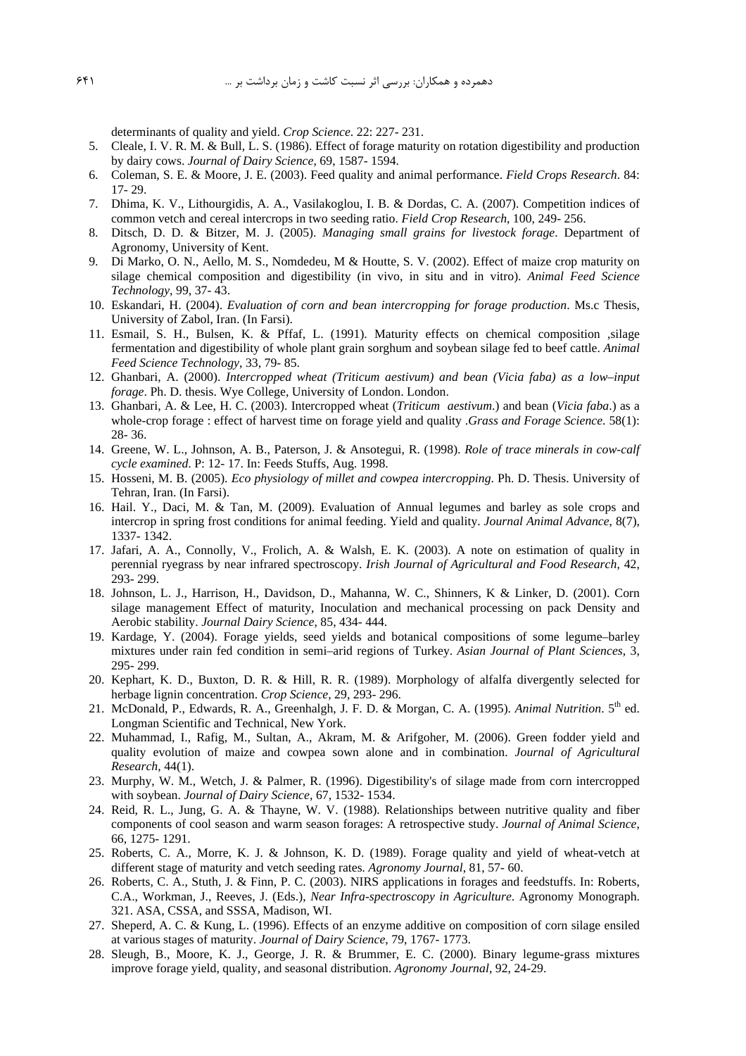determinants of quality and yield. *Crop Science*. 22: 227- 231.

5. Cleale, I. V. R. M. & Bull, L. S. (1986). Effect of forage maturity on rotation digestibility and production by dairy cows. *Journal of Dairy Science*, 69, 1587- 1594.
6. Coleman, S. E. & Moore, J. E. (2003). Feed quality and animal performance. *Field Crops Research*. 84: 17- 29.
7. Dhima, K. V., Lithourgidis, A. A., Vasilakoglou, I. B. & Dordas, C. A. (2007). Competition indices of common vetch and cereal intercrops in two seeding ratio. *Field Crop Research*, 100, 249- 256.
8. Ditsch, D. D. & Bitzer, M. J. (2005). *Managing small grains for livestock forage*. Department of Agronomy, University of Kent.
9. Di Marko, O. N., Aello, M. S., Nomdedeu, M & Houtte, S. V. (2002). Effect of maize crop maturity on silage chemical composition and digestibility (in vivo, in situ and in vitro). *Animal Feed Science Technology*, 99, 37- 43.
10. Eskandari, H. (2004). *Evaluation of corn and bean intercropping for forage production*. Ms.c Thesis, University of Zabol, Iran. (In Farsi).
11. Esmail, S. H., Bulsen, K. & Pffaf, L. (1991). Maturity effects on chemical composition ,silage fermentation and digestibility of whole plant grain sorghum and soybean silage fed to beef cattle. *Animal Feed Science Technology*, 33, 79- 85.
12. Ghanbari, A. (2000). *Intercropped wheat (Triticum aestivum) and bean (Vicia faba) as a low–input forage*. Ph. D. thesis. Wye College, University of London. London.
13. Ghanbari, A. & Lee, H. C. (2003). Intercropped wheat (*Triticum aestivum*.) and bean (*Vicia faba*.) as a whole-crop forage : effect of harvest time on forage yield and quality .*Grass and Forage Science*. 58(1): 28- 36.
14. Greene, W. L., Johnson, A. B., Paterson, J. & Ansotegui, R. (1998). *Role of trace minerals in cow-calf cycle examined*. P: 12- 17. In: Feeds Stuffs, Aug. 1998.
15. Hosseni, M. B. (2005). *Eco physiology of millet and cowpea intercropping*. Ph. D. Thesis. University of Tehran, Iran. (In Farsi).
16. Hail. Y., Daci, M. & Tan, M. (2009). Evaluation of Annual legumes and barley as sole crops and intercrop in spring frost conditions for animal feeding. Yield and quality. *Journal Animal Advance*, 8(7), 1337- 1342.
17. Jafari, A. A., Connolly, V., Frolich, A. & Walsh, E. K. (2003). A note on estimation of quality in perennial ryegrass by near infrared spectroscopy. *Irish Journal of Agricultural and Food Research*, 42, 293- 299.
18. Johnson, L. J., Harrison, H., Davidson, D., Mahanna, W. C., Shinners, K & Linker, D. (2001). Corn silage management Effect of maturity, Inoculation and mechanical processing on pack Density and Aerobic stability. *Journal Dairy Science*, 85, 434- 444.
19. Kardage, Y. (2004). Forage yields, seed yields and botanical compositions of some legume–barley mixtures under rain fed condition in semi–arid regions of Turkey. *Asian Journal of Plant Sciences*, 3, 295- 299.
20. Kephart, K. D., Buxton, D. R. & Hill, R. R. (1989). Morphology of alfalfa divergently selected for herbage lignin concentration. *Crop Science*, 29, 293- 296.
21. McDonald, P., Edwards, R. A., Greenhalgh, J. F. D. & Morgan, C. A. (1995). *Animal Nutrition*. 5th ed. Longman Scientific and Technical, New York.
22. Muhammad, I., Rafig, M., Sultan, A., Akram, M. & Arifgoher, M. (2006). Green fodder yield and quality evolution of maize and cowpea sown alone and in combination. *Journal of Agricultural Research*, 44(1).
23. Murphy, W. M., Wetch, J. & Palmer, R. (1996). Digestibility's of silage made from corn intercropped with soybean. *Journal of Dairy Science*, 67, 1532- 1534.
24. Reid, R. L., Jung, G. A. & Thayne, W. V. (1988). Relationships between nutritive quality and fiber components of cool season and warm season forages: A retrospective study. *Journal of Animal Science*, 66, 1275- 1291.
25. Roberts, C. A., Morre, K. J. & Johnson, K. D. (1989). Forage quality and yield of wheat-vetch at different stage of maturity and vetch seeding rates. *Agronomy Journal*, 81, 57- 60.
26. Roberts, C. A., Stuth, J. & Finn, P. C. (2003). NIRS applications in forages and feedstuffs. In: Roberts, C.A., Workman, J., Reeves, J. (Eds.), *Near Infra-spectroscopy in Agriculture*. Agronomy Monograph. 321. ASA, CSSA, and SSSA, Madison, WI.
27. Sheperd, A. C. & Kung, L. (1996). Effects of an enzyme additive on composition of corn silage ensiled at various stages of maturity. *Journal of Dairy Science*, 79, 1767- 1773.
28. Sleugh, B., Moore, K. J., George, J. R. & Brummer, E. C. (2000). Binary legume-grass mixtures improve forage yield, quality, and seasonal distribution. *Agronomy Journal*, 92, 24-29.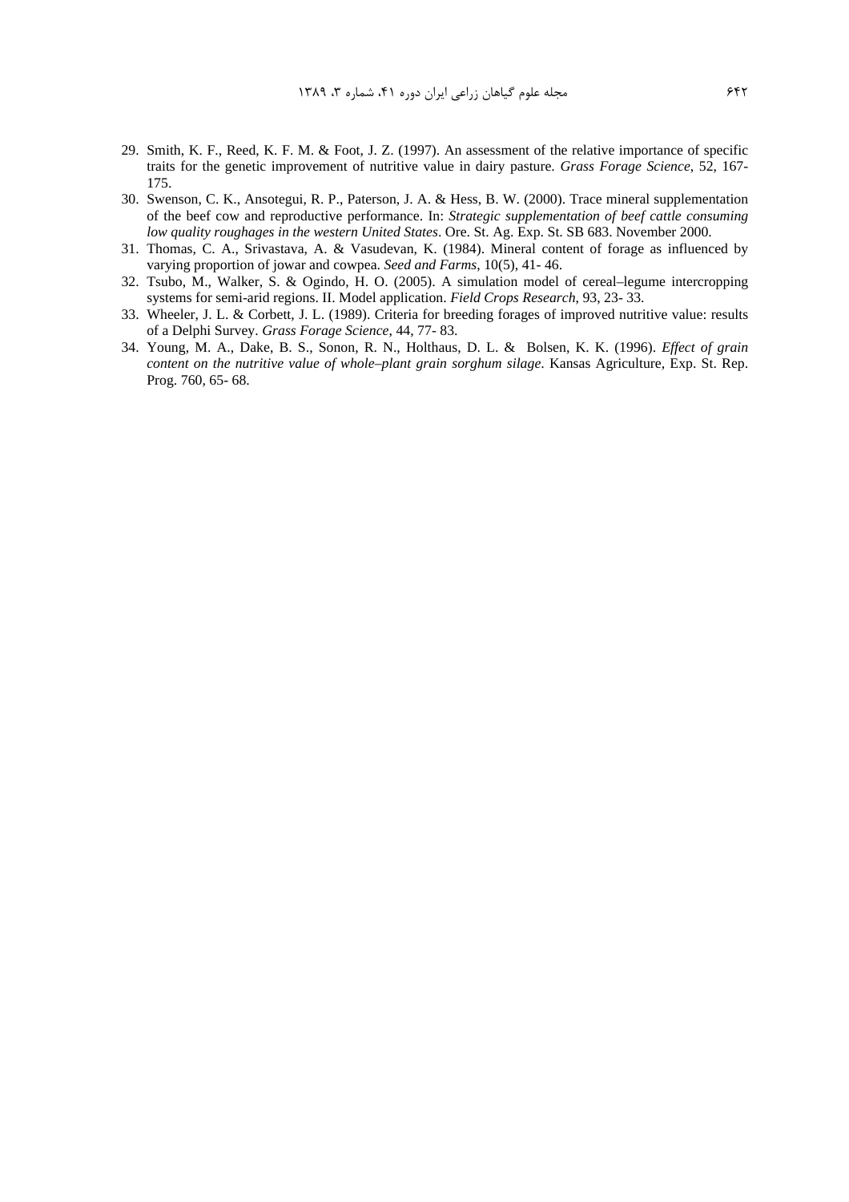29. Smith, K. F., Reed, K. F. M. & Foot, J. Z. (1997). An assessment of the relative importance of specific traits for the genetic improvement of nutritive value in dairy pasture. *Grass Forage Science*, 52, 167-175.
30. Swenson, C. K., Ansotegui, R. P., Paterson, J. A. & Hess, B. W. (2000). Trace mineral supplementation of the beef cow and reproductive performance. In: *Strategic supplementation of beef cattle consuming low quality roughages in the western United States*. Ore. St. Ag. Exp. St. SB 683. November 2000.
31. Thomas, C. A., Srivastava, A. & Vasudevan, K. (1984). Mineral content of forage as influenced by varying proportion of jowar and cowpea. *Seed and Farms*, 10(5), 41- 46.
32. Tsubo, M., Walker, S. & Ogindo, H. O. (2005). A simulation model of cereal–legume intercropping systems for semi-arid regions. II. Model application. *Field Crops Research*, 93, 23- 33.
33. Wheeler, J. L. & Corbett, J. L. (1989). Criteria for breeding forages of improved nutritive value: results of a Delphi Survey. *Grass Forage Science*, 44, 77- 83.
34. Young, M. A., Dake, B. S., Sonon, R. N., Holthaus, D. L. & Bolsen, K. K. (1996). *Effect of grain content on the nutritive value of whole–plant grain sorghum silage*. Kansas Agriculture, Exp. St. Rep. Prog. 760, 65- 68.